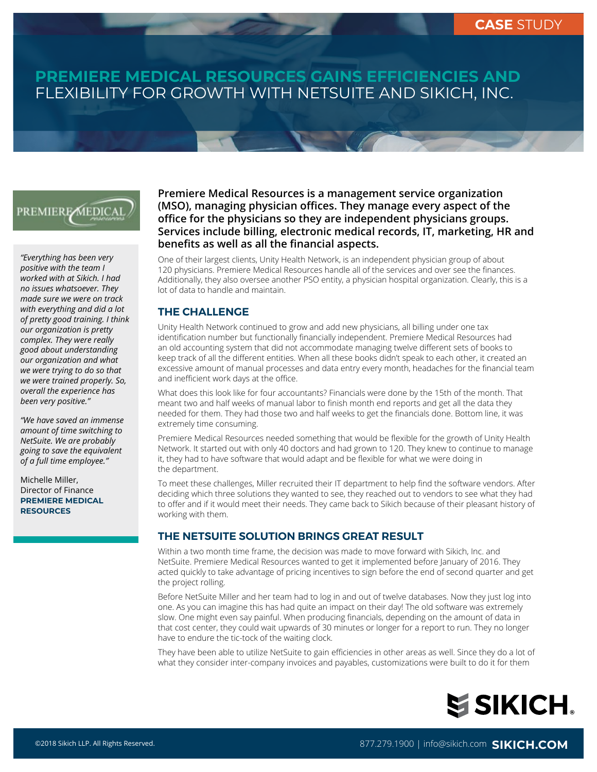CASE STUDY

# PREMIERE MEDICAL RESOURCES GAINS EFFICIENCIES AND FLEXIBILITY FOR GROWTH WITH NETSUITE AND SIKICH, INC.

**Premiere Medical Resources is a management service organization (MSO), managing physician offices. They manage every aspect of the office for the physicians so they are independent physicians groups. Services include billing, electronic medical records, IT, marketing, HR and benefits as well as all the financial aspects.**

One of their largest clients, Unity Health Network, is an independent physician group of about 120 physicians. Premiere Medical Resources handle all of the services and over see the finances. Additionally, they also oversee another PSO entity, a physician hospital organization. Clearly, this is a lot of data to handle and maintain.

## THE CHALLENGE

Unity Health Network continued to grow and add new physicians, all billing under one tax identification number but functionally financially independent. Premiere Medical Resources had an old accounting system that did not accommodate managing twelve different sets of books to keep track of all the different entities. When all these books didn't speak to each other, it created an excessive amount of manual processes and data entry every month, headaches for the financial team and inefficient work days at the office.

What does this look like for four accountants? Financials were done by the 15th of the month. That meant two and half weeks of manual labor to finish month end reports and get all the data they needed for them. They had those two and half weeks to get the financials done. Bottom line, it was extremely time consuming.

Premiere Medical Resources needed something that would be flexible for the growth of Unity Health Network. It started out with only 40 doctors and had grown to 120. They knew to continue to manage it, they had to have software that would adapt and be flexible for what we were doing in the department.

To meet these challenges, Miller recruited their IT department to help find the software vendors. After deciding which three solutions they wanted to see, they reached out to vendors to see what they had to offer and if it would meet their needs. They came back to Sikich because of their pleasant history of working with them.

## THE NETSUITE SOLUTION BRINGS GREAT RESULT

Within a two month time frame, the decision was made to move forward with Sikich, Inc. and NetSuite. Premiere Medical Resources wanted to get it implemented before January of 2016. They acted quickly to take advantage of pricing incentives to sign before the end of second quarter and get the project rolling.

Before NetSuite Miller and her team had to log in and out of twelve databases. Now they just log into one. As you can imagine this has had quite an impact on their day! The old software was extremely slow. One might even say painful. When producing financials, depending on the amount of data in that cost center, they could wait upwards of 30 minutes or longer for a report to run. They no longer have to endure the tic-tock of the waiting clock.

They have been able to utilize NetSuite to gain efficiencies in other areas as well. Since they do a lot of what they consider inter-company invoices and payables, customizations were built to do it for them

> *"Everything has been very positive with the team I worked with at Sikich. I had no issues whatsoever. They made sure we were on track with everything and did a lot of pretty good training. I think our organization is pretty complex. They were really good about understanding our organization and what we were trying to do so that we were trained properly. So, overall the experience has been very positive."*
>
> *"We have saved an immense amount of time switching to NetSuite. We are probably going to save the equivalent of a full time employee."*
>
> Michelle Miller,
> Director of Finance
> **PREMIERE MEDICAL RESOURCES**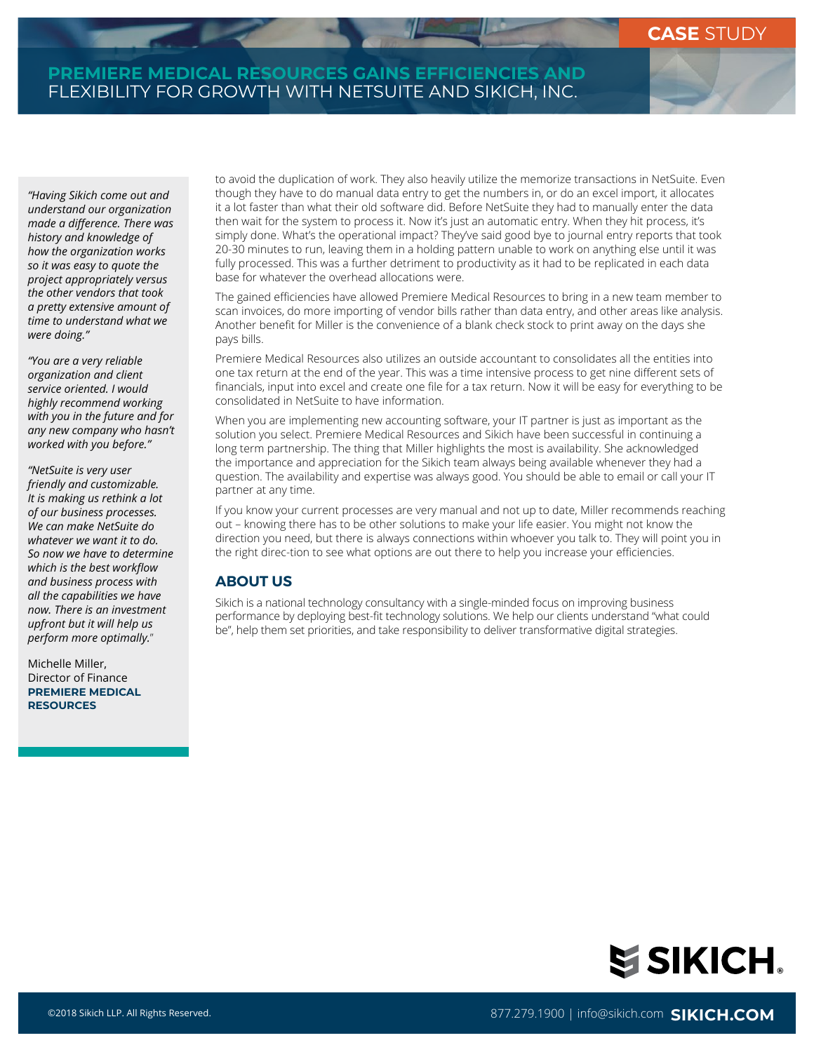# PREMIERE MEDICAL RESOURCES GAINS EFFICIENCIES AND FLEXIBILITY FOR GROWTH WITH NETSUITE AND SIKICH, INC.

*"Having Sikich come out and understand our organization made a difference. There was history and knowledge of how the organization works so it was easy to quote the project appropriately versus the other vendors that took a pretty extensive amount of time to understand what we were doing."*

*"You are a very reliable organization and client service oriented. I would highly recommend working with you in the future and for any new company who hasn't worked with you before."*

*"NetSuite is very user friendly and customizable. It is making us rethink a lot of our business processes. We can make NetSuite do whatever we want it to do. So now we have to determine which is the best workflow and business process with all the capabilities we have now. There is an investment upfront but it will help us perform more optimally."*

Michelle Miller,
Director of Finance
**PREMIERE MEDICAL RESOURCES**

to avoid the duplication of work. They also heavily utilize the memorize transactions in NetSuite. Even though they have to do manual data entry to get the numbers in, or do an excel import, it allocates it a lot faster than what their old software did. Before NetSuite they had to manually enter the data then wait for the system to process it. Now it's just an automatic entry. When they hit process, it's simply done. What's the operational impact? They've said good bye to journal entry reports that took 20-30 minutes to run, leaving them in a holding pattern unable to work on anything else until it was fully processed. This was a further detriment to productivity as it had to be replicated in each data base for whatever the overhead allocations were.

The gained efficiencies have allowed Premiere Medical Resources to bring in a new team member to scan invoices, do more importing of vendor bills rather than data entry, and other areas like analysis. Another benefit for Miller is the convenience of a blank check stock to print away on the days she pays bills.

Premiere Medical Resources also utilizes an outside accountant to consolidates all the entities into one tax return at the end of the year. This was a time intensive process to get nine different sets of financials, input into excel and create one file for a tax return. Now it will be easy for everything to be consolidated in NetSuite to have information.

When you are implementing new accounting software, your IT partner is just as important as the solution you select. Premiere Medical Resources and Sikich have been successful in continuing a long term partnership. The thing that Miller highlights the most is availability. She acknowledged the importance and appreciation for the Sikich team always being available whenever they had a question. The availability and expertise was always good. You should be able to email or call your IT partner at any time.

If you know your current processes are very manual and not up to date, Miller recommends reaching out – knowing there has to be other solutions to make your life easier. You might not know the direction you need, but there is always connections within whoever you talk to. They will point you in the right direc-tion to see what options are out there to help you increase your efficiencies.

## ABOUT US

Sikich is a national technology consultancy with a single-minded focus on improving business performance by deploying best-fit technology solutions. We help our clients understand "what could be", help them set priorities, and take responsibility to deliver transformative digital strategies.

©2018 Sikich LLP. All Rights Reserved.

877.279.1900 | info@sikich.com **SIKICH.COM**